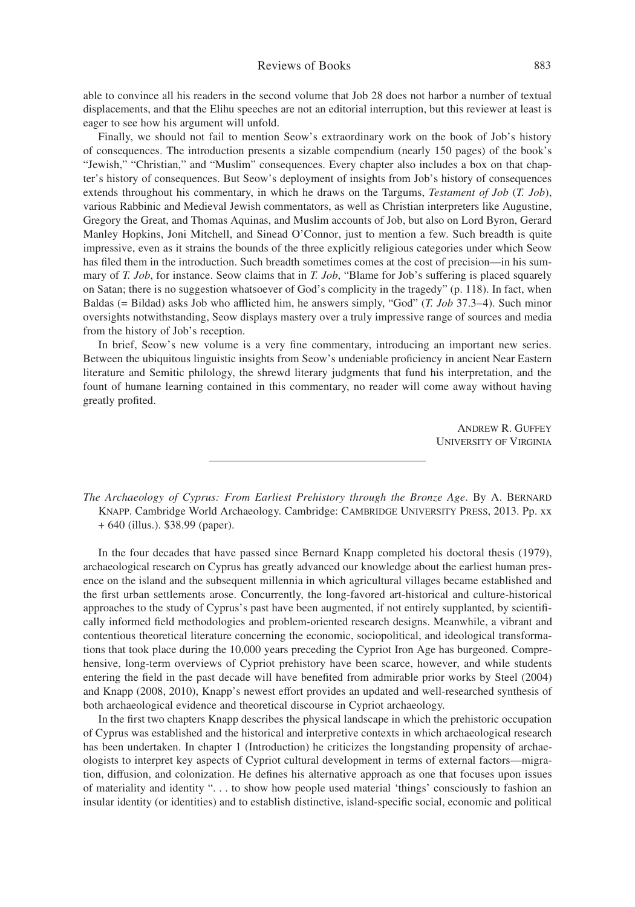able to convince all his readers in the second volume that Job 28 does not harbor a number of textual displacements, and that the Elihu speeches are not an editorial interruption, but this reviewer at least is eager to see how his argument will unfold.

Finally, we should not fail to mention Seow's extraordinary work on the book of Job's history of consequences. The introduction presents a sizable compendium (nearly 150 pages) of the book's "Jewish," "Christian," and "Muslim" consequences. Every chapter also includes a box on that chapter's history of consequences. But Seow's deployment of insights from Job's history of consequences extends throughout his commentary, in which he draws on the Targums, *Testament of Job* (*T. Job*), various Rabbinic and Medieval Jewish commentators, as well as Christian interpreters like Augustine, Gregory the Great, and Thomas Aquinas, and Muslim accounts of Job, but also on Lord Byron, Gerard Manley Hopkins, Joni Mitchell, and Sinead O'Connor, just to mention a few. Such breadth is quite impressive, even as it strains the bounds of the three explicitly religious categories under which Seow has filed them in the introduction. Such breadth sometimes comes at the cost of precision—in his summary of *T. Job*, for instance. Seow claims that in *T. Job*, "Blame for Job's suffering is placed squarely on Satan; there is no suggestion whatsoever of God's complicity in the tragedy" (p. 118). In fact, when Baldas (= Bildad) asks Job who afflicted him, he answers simply, "God" (*T. Job* 37.3–4). Such minor oversights notwithstanding, Seow displays mastery over a truly impressive range of sources and media from the history of Job's reception.

In brief, Seow's new volume is a very fine commentary, introducing an important new series. Between the ubiquitous linguistic insights from Seow's undeniable proficiency in ancient Near Eastern literature and Semitic philology, the shrewd literary judgments that fund his interpretation, and the fount of humane learning contained in this commentary, no reader will come away without having greatly profited.

ANDREW R. GUFFEY
UNIVERSITY OF VIRGINIA

---

*The Archaeology of Cyprus: From Earliest Prehistory through the Bronze Age*. By A. BERNARD KNAPP. Cambridge World Archaeology. Cambridge: CAMBRIDGE UNIVERSITY PRESS, 2013. Pp. xx + 640 (illus.). $38.99 (paper).

In the four decades that have passed since Bernard Knapp completed his doctoral thesis (1979), archaeological research on Cyprus has greatly advanced our knowledge about the earliest human presence on the island and the subsequent millennia in which agricultural villages became established and the first urban settlements arose. Concurrently, the long-favored art-historical and culture-historical approaches to the study of Cyprus's past have been augmented, if not entirely supplanted, by scientifically informed field methodologies and problem-oriented research designs. Meanwhile, a vibrant and contentious theoretical literature concerning the economic, sociopolitical, and ideological transformations that took place during the 10,000 years preceding the Cypriot Iron Age has burgeoned. Comprehensive, long-term overviews of Cypriot prehistory have been scarce, however, and while students entering the field in the past decade will have benefited from admirable prior works by Steel (2004) and Knapp (2008, 2010), Knapp's newest effort provides an updated and well-researched synthesis of both archaeological evidence and theoretical discourse in Cypriot archaeology.

In the first two chapters Knapp describes the physical landscape in which the prehistoric occupation of Cyprus was established and the historical and interpretive contexts in which archaeological research has been undertaken. In chapter 1 (Introduction) he criticizes the longstanding propensity of archaeologists to interpret key aspects of Cypriot cultural development in terms of external factors—migration, diffusion, and colonization. He defines his alternative approach as one that focuses upon issues of materiality and identity ". . . to show how people used material 'things' consciously to fashion an insular identity (or identities) and to establish distinctive, island-specific social, economic and political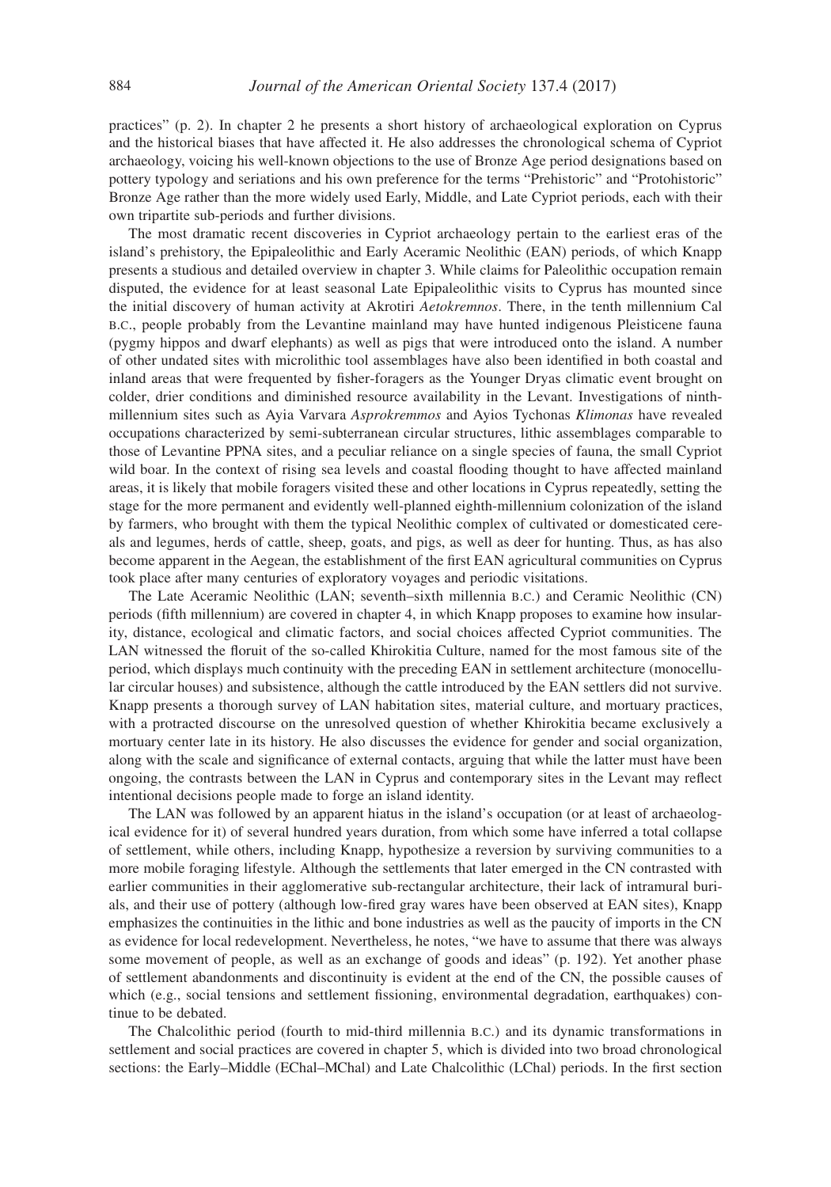practices" (p. 2). In chapter 2 he presents a short history of archaeological exploration on Cyprus and the historical biases that have affected it. He also addresses the chronological schema of Cypriot archaeology, voicing his well-known objections to the use of Bronze Age period designations based on pottery typology and seriations and his own preference for the terms "Prehistoric" and "Protohistoric" Bronze Age rather than the more widely used Early, Middle, and Late Cypriot periods, each with their own tripartite sub-periods and further divisions.

The most dramatic recent discoveries in Cypriot archaeology pertain to the earliest eras of the island's prehistory, the Epipaleolithic and Early Aceramic Neolithic (EAN) periods, of which Knapp presents a studious and detailed overview in chapter 3. While claims for Paleolithic occupation remain disputed, the evidence for at least seasonal Late Epipaleolithic visits to Cyprus has mounted since the initial discovery of human activity at Akrotiri *Aetokremnos*. There, in the tenth millennium Cal B.C., people probably from the Levantine mainland may have hunted indigenous Pleisticene fauna (pygmy hippos and dwarf elephants) as well as pigs that were introduced onto the island. A number of other undated sites with microlithic tool assemblages have also been identified in both coastal and inland areas that were frequented by fisher-foragers as the Younger Dryas climatic event brought on colder, drier conditions and diminished resource availability in the Levant. Investigations of ninth-millennium sites such as Ayia Varvara *Asprokremmos* and Ayios Tychonas *Klimonas* have revealed occupations characterized by semi-subterranean circular structures, lithic assemblages comparable to those of Levantine PPNA sites, and a peculiar reliance on a single species of fauna, the small Cypriot wild boar. In the context of rising sea levels and coastal flooding thought to have affected mainland areas, it is likely that mobile foragers visited these and other locations in Cyprus repeatedly, setting the stage for the more permanent and evidently well-planned eighth-millennium colonization of the island by farmers, who brought with them the typical Neolithic complex of cultivated or domesticated cereals and legumes, herds of cattle, sheep, goats, and pigs, as well as deer for hunting. Thus, as has also become apparent in the Aegean, the establishment of the first EAN agricultural communities on Cyprus took place after many centuries of exploratory voyages and periodic visitations.

The Late Aceramic Neolithic (LAN; seventh–sixth millennia B.C.) and Ceramic Neolithic (CN) periods (fifth millennium) are covered in chapter 4, in which Knapp proposes to examine how insularity, distance, ecological and climatic factors, and social choices affected Cypriot communities. The LAN witnessed the floruit of the so-called Khirokitia Culture, named for the most famous site of the period, which displays much continuity with the preceding EAN in settlement architecture (monocellular circular houses) and subsistence, although the cattle introduced by the EAN settlers did not survive. Knapp presents a thorough survey of LAN habitation sites, material culture, and mortuary practices, with a protracted discourse on the unresolved question of whether Khirokitia became exclusively a mortuary center late in its history. He also discusses the evidence for gender and social organization, along with the scale and significance of external contacts, arguing that while the latter must have been ongoing, the contrasts between the LAN in Cyprus and contemporary sites in the Levant may reflect intentional decisions people made to forge an island identity.

The LAN was followed by an apparent hiatus in the island's occupation (or at least of archaeological evidence for it) of several hundred years duration, from which some have inferred a total collapse of settlement, while others, including Knapp, hypothesize a reversion by surviving communities to a more mobile foraging lifestyle. Although the settlements that later emerged in the CN contrasted with earlier communities in their agglomerative sub-rectangular architecture, their lack of intramural burials, and their use of pottery (although low-fired gray wares have been observed at EAN sites), Knapp emphasizes the continuities in the lithic and bone industries as well as the paucity of imports in the CN as evidence for local redevelopment. Nevertheless, he notes, "we have to assume that there was always some movement of people, as well as an exchange of goods and ideas" (p. 192). Yet another phase of settlement abandonments and discontinuity is evident at the end of the CN, the possible causes of which (e.g., social tensions and settlement fissioning, environmental degradation, earthquakes) continue to be debated.

The Chalcolithic period (fourth to mid-third millennia B.C.) and its dynamic transformations in settlement and social practices are covered in chapter 5, which is divided into two broad chronological sections: the Early–Middle (EChal–MChal) and Late Chalcolithic (LChal) periods. In the first section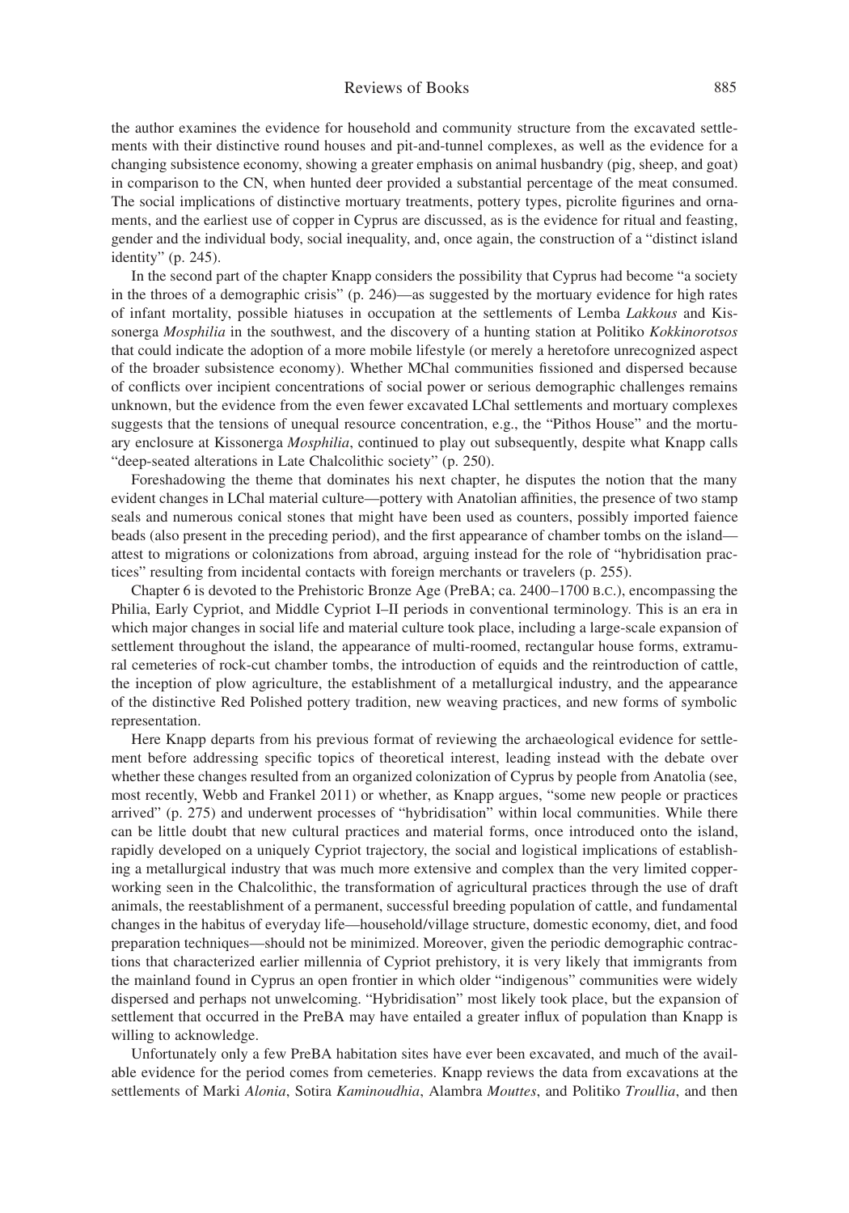the author examines the evidence for household and community structure from the excavated settlements with their distinctive round houses and pit-and-tunnel complexes, as well as the evidence for a changing subsistence economy, showing a greater emphasis on animal husbandry (pig, sheep, and goat) in comparison to the CN, when hunted deer provided a substantial percentage of the meat consumed. The social implications of distinctive mortuary treatments, pottery types, picrolite figurines and ornaments, and the earliest use of copper in Cyprus are discussed, as is the evidence for ritual and feasting, gender and the individual body, social inequality, and, once again, the construction of a "distinct island identity" (p. 245).

In the second part of the chapter Knapp considers the possibility that Cyprus had become "a society in the throes of a demographic crisis" (p. 246)—as suggested by the mortuary evidence for high rates of infant mortality, possible hiatuses in occupation at the settlements of Lemba *Lakkous* and Kissonerga *Mosphilia* in the southwest, and the discovery of a hunting station at Politiko *Kokkinorotsos* that could indicate the adoption of a more mobile lifestyle (or merely a heretofore unrecognized aspect of the broader subsistence economy). Whether MChal communities fissioned and dispersed because of conflicts over incipient concentrations of social power or serious demographic challenges remains unknown, but the evidence from the even fewer excavated LChal settlements and mortuary complexes suggests that the tensions of unequal resource concentration, e.g., the "Pithos House" and the mortuary enclosure at Kissonerga *Mosphilia*, continued to play out subsequently, despite what Knapp calls "deep-seated alterations in Late Chalcolithic society" (p. 250).

Foreshadowing the theme that dominates his next chapter, he disputes the notion that the many evident changes in LChal material culture—pottery with Anatolian affinities, the presence of two stamp seals and numerous conical stones that might have been used as counters, possibly imported faience beads (also present in the preceding period), and the first appearance of chamber tombs on the island—attest to migrations or colonizations from abroad, arguing instead for the role of "hybridisation practices" resulting from incidental contacts with foreign merchants or travelers (p. 255).

Chapter 6 is devoted to the Prehistoric Bronze Age (PreBA; ca. 2400–1700 B.C.), encompassing the Philia, Early Cypriot, and Middle Cypriot I–II periods in conventional terminology. This is an era in which major changes in social life and material culture took place, including a large-scale expansion of settlement throughout the island, the appearance of multi-roomed, rectangular house forms, extramural cemeteries of rock-cut chamber tombs, the introduction of equids and the reintroduction of cattle, the inception of plow agriculture, the establishment of a metallurgical industry, and the appearance of the distinctive Red Polished pottery tradition, new weaving practices, and new forms of symbolic representation.

Here Knapp departs from his previous format of reviewing the archaeological evidence for settlement before addressing specific topics of theoretical interest, leading instead with the debate over whether these changes resulted from an organized colonization of Cyprus by people from Anatolia (see, most recently, Webb and Frankel 2011) or whether, as Knapp argues, "some new people or practices arrived" (p. 275) and underwent processes of "hybridisation" within local communities. While there can be little doubt that new cultural practices and material forms, once introduced onto the island, rapidly developed on a uniquely Cypriot trajectory, the social and logistical implications of establishing a metallurgical industry that was much more extensive and complex than the very limited copperworking seen in the Chalcolithic, the transformation of agricultural practices through the use of draft animals, the reestablishment of a permanent, successful breeding population of cattle, and fundamental changes in the habitus of everyday life—household/village structure, domestic economy, diet, and food preparation techniques—should not be minimized. Moreover, given the periodic demographic contractions that characterized earlier millennia of Cypriot prehistory, it is very likely that immigrants from the mainland found in Cyprus an open frontier in which older "indigenous" communities were widely dispersed and perhaps not unwelcoming. "Hybridisation" most likely took place, but the expansion of settlement that occurred in the PreBA may have entailed a greater influx of population than Knapp is willing to acknowledge.

Unfortunately only a few PreBA habitation sites have ever been excavated, and much of the available evidence for the period comes from cemeteries. Knapp reviews the data from excavations at the settlements of Marki *Alonia*, Sotira *Kaminoudhia*, Alambra *Mouttes*, and Politiko *Troullia*, and then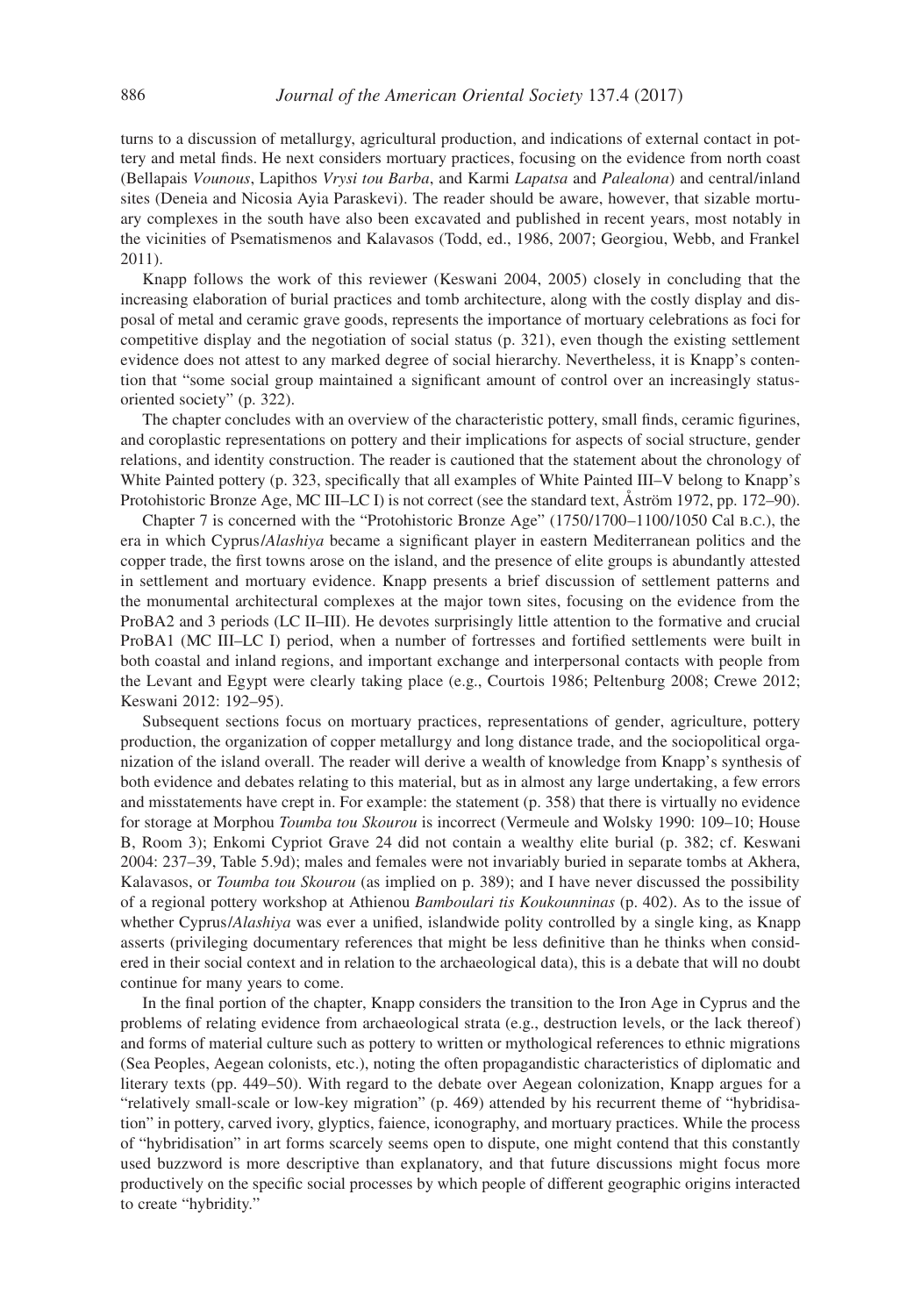turns to a discussion of metallurgy, agricultural production, and indications of external contact in pottery and metal finds. He next considers mortuary practices, focusing on the evidence from north coast (Bellapais *Vounous*, Lapithos *Vrysi tou Barba*, and Karmi *Lapatsa* and *Palealona*) and central/inland sites (Deneia and Nicosia Ayia Paraskevi). The reader should be aware, however, that sizable mortuary complexes in the south have also been excavated and published in recent years, most notably in the vicinities of Psematismenos and Kalavasos (Todd, ed., 1986, 2007; Georgiou, Webb, and Frankel 2011).

Knapp follows the work of this reviewer (Keswani 2004, 2005) closely in concluding that the increasing elaboration of burial practices and tomb architecture, along with the costly display and disposal of metal and ceramic grave goods, represents the importance of mortuary celebrations as foci for competitive display and the negotiation of social status (p. 321), even though the existing settlement evidence does not attest to any marked degree of social hierarchy. Nevertheless, it is Knapp's contention that "some social group maintained a significant amount of control over an increasingly status-oriented society" (p. 322).

The chapter concludes with an overview of the characteristic pottery, small finds, ceramic figurines, and coroplastic representations on pottery and their implications for aspects of social structure, gender relations, and identity construction. The reader is cautioned that the statement about the chronology of White Painted pottery (p. 323, specifically that all examples of White Painted III–V belong to Knapp's Protohistoric Bronze Age, MC III–LC I) is not correct (see the standard text, Åström 1972, pp. 172–90).

Chapter 7 is concerned with the "Protohistoric Bronze Age" (1750/1700–1100/1050 Cal B.C.), the era in which Cyprus/*Alashiya* became a significant player in eastern Mediterranean politics and the copper trade, the first towns arose on the island, and the presence of elite groups is abundantly attested in settlement and mortuary evidence. Knapp presents a brief discussion of settlement patterns and the monumental architectural complexes at the major town sites, focusing on the evidence from the ProBA2 and 3 periods (LC II–III). He devotes surprisingly little attention to the formative and crucial ProBA1 (MC III–LC I) period, when a number of fortresses and fortified settlements were built in both coastal and inland regions, and important exchange and interpersonal contacts with people from the Levant and Egypt were clearly taking place (e.g., Courtois 1986; Peltenburg 2008; Crewe 2012; Keswani 2012: 192–95).

Subsequent sections focus on mortuary practices, representations of gender, agriculture, pottery production, the organization of copper metallurgy and long distance trade, and the sociopolitical organization of the island overall. The reader will derive a wealth of knowledge from Knapp's synthesis of both evidence and debates relating to this material, but as in almost any large undertaking, a few errors and misstatements have crept in. For example: the statement (p. 358) that there is virtually no evidence for storage at Morphou *Toumba tou Skourou* is incorrect (Vermeule and Wolsky 1990: 109–10; House B, Room 3); Enkomi Cypriot Grave 24 did not contain a wealthy elite burial (p. 382; cf. Keswani 2004: 237–39, Table 5.9d); males and females were not invariably buried in separate tombs at Akhera, Kalavasos, or *Toumba tou Skourou* (as implied on p. 389); and I have never discussed the possibility of a regional pottery workshop at Athienou *Bamboulari tis Koukounninas* (p. 402). As to the issue of whether Cyprus/*Alashiya* was ever a unified, islandwide polity controlled by a single king, as Knapp asserts (privileging documentary references that might be less definitive than he thinks when considered in their social context and in relation to the archaeological data), this is a debate that will no doubt continue for many years to come.

In the final portion of the chapter, Knapp considers the transition to the Iron Age in Cyprus and the problems of relating evidence from archaeological strata (e.g., destruction levels, or the lack thereof) and forms of material culture such as pottery to written or mythological references to ethnic migrations (Sea Peoples, Aegean colonists, etc.), noting the often propagandistic characteristics of diplomatic and literary texts (pp. 449–50). With regard to the debate over Aegean colonization, Knapp argues for a "relatively small-scale or low-key migration" (p. 469) attended by his recurrent theme of "hybridisation" in pottery, carved ivory, glyptics, faience, iconography, and mortuary practices. While the process of "hybridisation" in art forms scarcely seems open to dispute, one might contend that this constantly used buzzword is more descriptive than explanatory, and that future discussions might focus more productively on the specific social processes by which people of different geographic origins interacted to create "hybridity."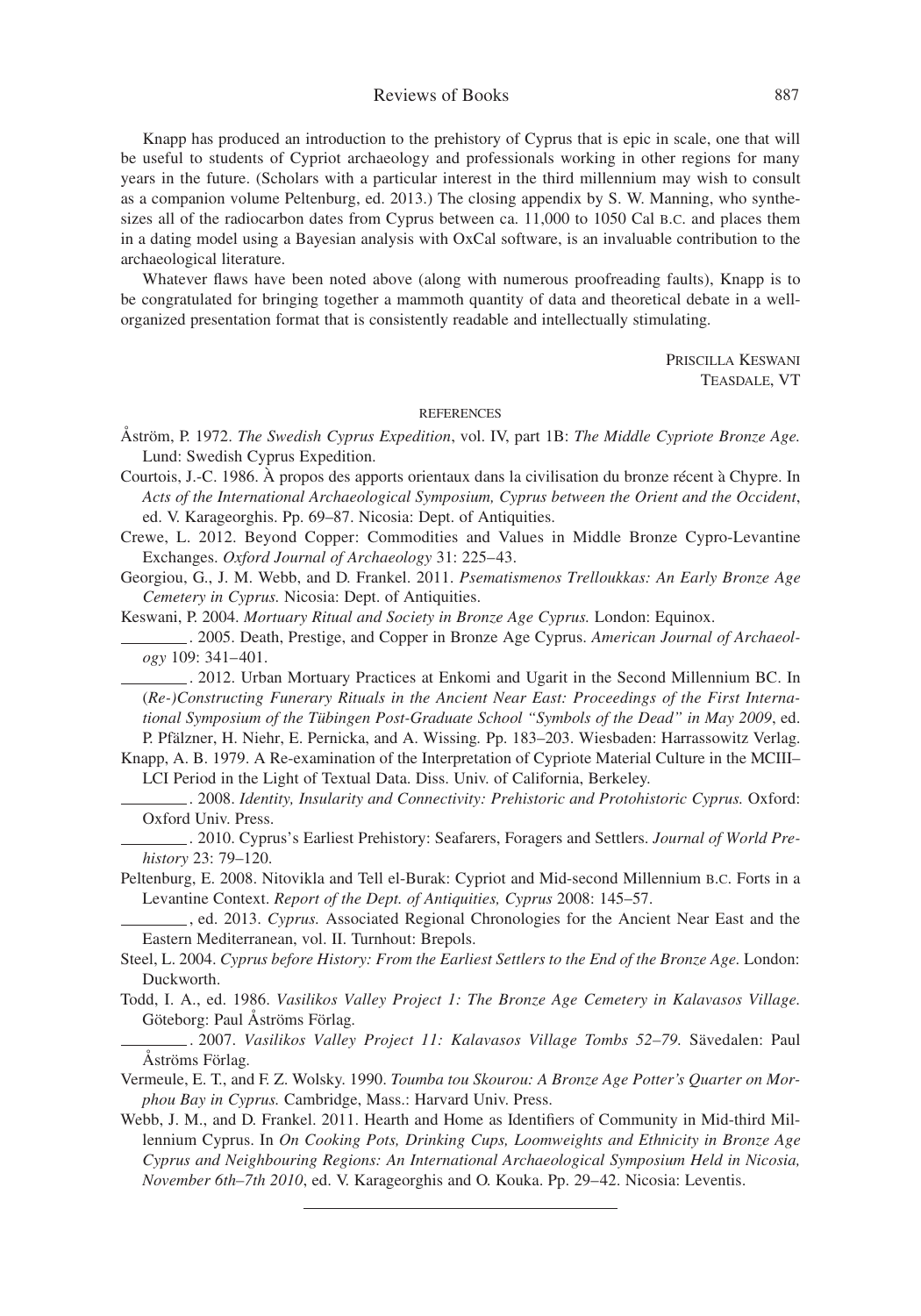Knapp has produced an introduction to the prehistory of Cyprus that is epic in scale, one that will be useful to students of Cypriot archaeology and professionals working in other regions for many years in the future. (Scholars with a particular interest in the third millennium may wish to consult as a companion volume Peltenburg, ed. 2013.) The closing appendix by S. W. Manning, who synthesizes all of the radiocarbon dates from Cyprus between ca. 11,000 to 1050 Cal B.C. and places them in a dating model using a Bayesian analysis with OxCal software, is an invaluable contribution to the archaeological literature.

Whatever flaws have been noted above (along with numerous proofreading faults), Knapp is to be congratulated for bringing together a mammoth quantity of data and theoretical debate in a well-organized presentation format that is consistently readable and intellectually stimulating.

PRISCILLA KESWANI
TEASDALE, VT

### REFERENCES

Åström, P. 1972. *The Swedish Cyprus Expedition*, vol. IV, part 1B: *The Middle Cypriote Bronze Age.* Lund: Swedish Cyprus Expedition.

Courtois, J.-C. 1986. À propos des apports orientaux dans la civilisation du bronze récent à Chypre. In *Acts of the International Archaeological Symposium, Cyprus between the Orient and the Occident*, ed. V. Karageorghis. Pp. 69–87. Nicosia: Dept. of Antiquities.

Crewe, L. 2012. Beyond Copper: Commodities and Values in Middle Bronze Cypro-Levantine Exchanges. *Oxford Journal of Archaeology* 31: 225–43.

Georgiou, G., J. M. Webb, and D. Frankel. 2011. *Psematismenos Trelloukkas: An Early Bronze Age Cemetery in Cyprus.* Nicosia: Dept. of Antiquities.

Keswani, P. 2004. *Mortuary Ritual and Society in Bronze Age Cyprus.* London: Equinox.

________. 2005. Death, Prestige, and Copper in Bronze Age Cyprus. *American Journal of Archaeology* 109: 341–401.

________. 2012. Urban Mortuary Practices at Enkomi and Ugarit in the Second Millennium BC. In (*Re-)Constructing Funerary Rituals in the Ancient Near East: Proceedings of the First International Symposium of the Tübingen Post-Graduate School "Symbols of the Dead" in May 2009*, ed. P. Pfälzner, H. Niehr, E. Pernicka, and A. Wissing. Pp. 183–203. Wiesbaden: Harrassowitz Verlag.

Knapp, A. B. 1979. A Re-examination of the Interpretation of Cypriote Material Culture in the MCIII–LCI Period in the Light of Textual Data. Diss. Univ. of California, Berkeley.

________. 2008. *Identity, Insularity and Connectivity: Prehistoric and Protohistoric Cyprus.* Oxford: Oxford Univ. Press.

________. 2010. Cyprus's Earliest Prehistory: Seafarers, Foragers and Settlers. *Journal of World Prehistory* 23: 79–120.

Peltenburg, E. 2008. Nitovikla and Tell el-Burak: Cypriot and Mid-second Millennium B.C. Forts in a Levantine Context. *Report of the Dept. of Antiquities, Cyprus* 2008: 145–57.

________, ed. 2013. *Cyprus.* Associated Regional Chronologies for the Ancient Near East and the Eastern Mediterranean, vol. II. Turnhout: Brepols.

Steel, L. 2004. *Cyprus before History: From the Earliest Settlers to the End of the Bronze Age.* London: Duckworth.

Todd, I. A., ed. 1986. *Vasilikos Valley Project 1: The Bronze Age Cemetery in Kalavasos Village.* Göteborg: Paul Åströms Förlag.

________. 2007. *Vasilikos Valley Project 11: Kalavasos Village Tombs 52–79.* Sävedalen: Paul Åströms Förlag.

Vermeule, E. T., and F. Z. Wolsky. 1990. *Toumba tou Skourou: A Bronze Age Potter's Quarter on Morphou Bay in Cyprus.* Cambridge, Mass.: Harvard Univ. Press.

Webb, J. M., and D. Frankel. 2011. Hearth and Home as Identifiers of Community in Mid-third Millennium Cyprus. In *On Cooking Pots, Drinking Cups, Loomweights and Ethnicity in Bronze Age Cyprus and Neighbouring Regions: An International Archaeological Symposium Held in Nicosia, November 6th–7th 2010*, ed. V. Karageorghis and O. Kouka. Pp. 29–42. Nicosia: Leventis.